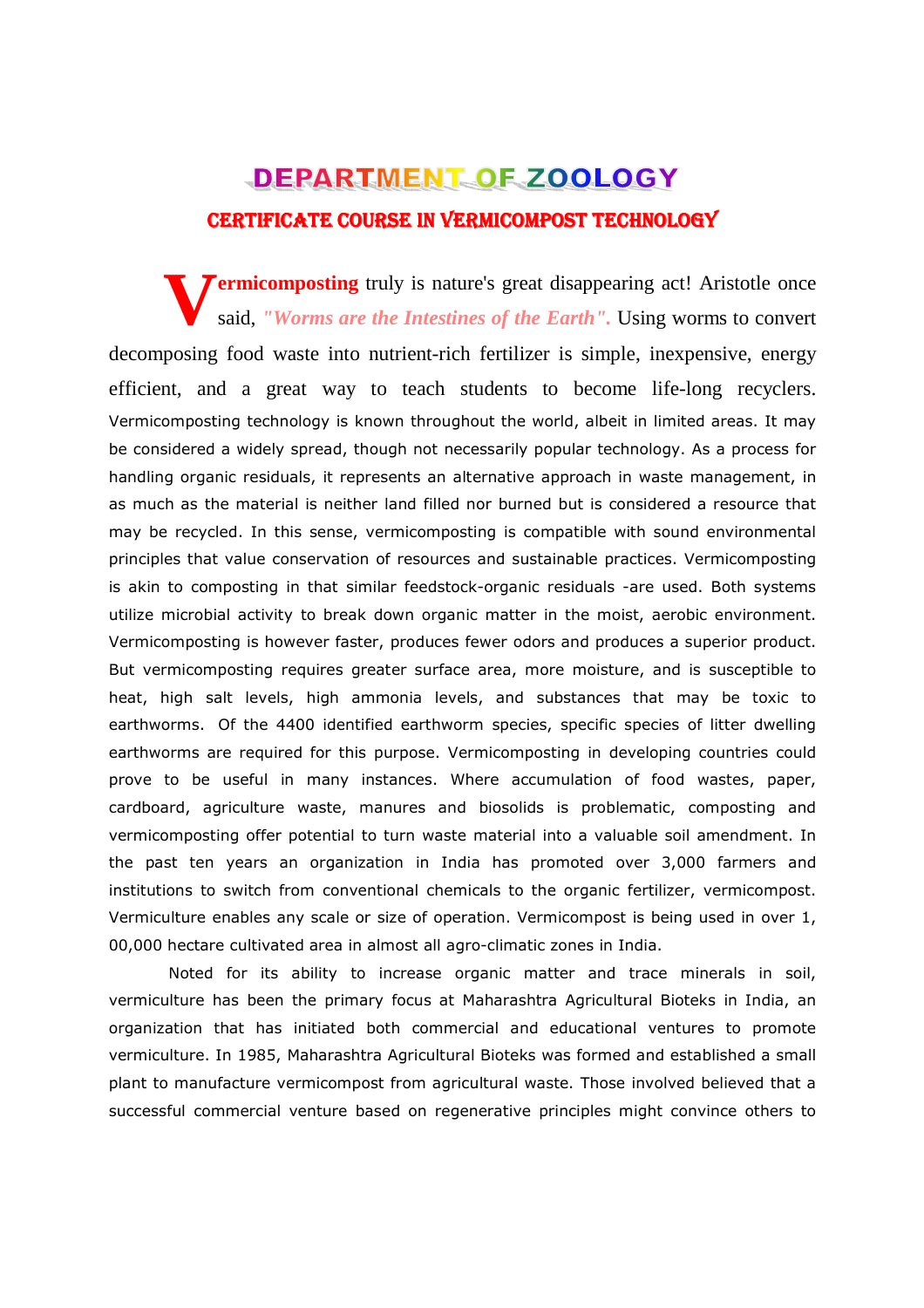# DEPARTMENT OF ZOOLOGY

## CERTIFICATE COURSE IN VERMICOMPOST TECHNOLOGY

**Vermicomposting** truly is nature's great disappearing act! Aristotle once said, *"Worms are the Intestines of the Earth".* Using worms to convert decomposing food waste into nutrient-rich fertilizer is simple, inexpensive, energy efficient, and a great way to teach students to become life-long recyclers. Vermicomposting technology is known throughout the world, albeit in limited areas. It may be considered a widely spread, though not necessarily popular technology. As a process for handling organic residuals, it represents an alternative approach in waste management, in as much as the material is neither land filled nor burned but is considered a resource that may be recycled. In this sense, vermicomposting is compatible with sound environmental principles that value conservation of resources and sustainable practices. Vermicomposting is akin to composting in that similar feedstock-organic residuals -are used. Both systems utilize microbial activity to break down organic matter in the moist, aerobic environment. Vermicomposting is however faster, produces fewer odors and produces a superior product. But vermicomposting requires greater surface area, more moisture, and is susceptible to heat, high salt levels, high ammonia levels, and substances that may be toxic to earthworms. Of the 4400 identified earthworm species, specific species of litter dwelling earthworms are required for this purpose. Vermicomposting in developing countries could prove to be useful in many instances. Where accumulation of food wastes, paper, cardboard, agriculture waste, manures and biosolids is problematic, composting and vermicomposting offer potential to turn waste material into a valuable soil amendment. In the past ten years an organization in India has promoted over 3,000 farmers and institutions to switch from conventional chemicals to the organic fertilizer, vermicompost. Vermiculture enables any scale or size of operation. Vermicompost is being used in over 1, 00,000 hectare cultivated area in almost all agro-climatic zones in India.

Noted for its ability to increase organic matter and trace minerals in soil, vermiculture has been the primary focus at Maharashtra Agricultural Bioteks in India, an organization that has initiated both commercial and educational ventures to promote vermiculture. In 1985, Maharashtra Agricultural Bioteks was formed and established a small plant to manufacture vermicompost from agricultural waste. Those involved believed that a successful commercial venture based on regenerative principles might convince others to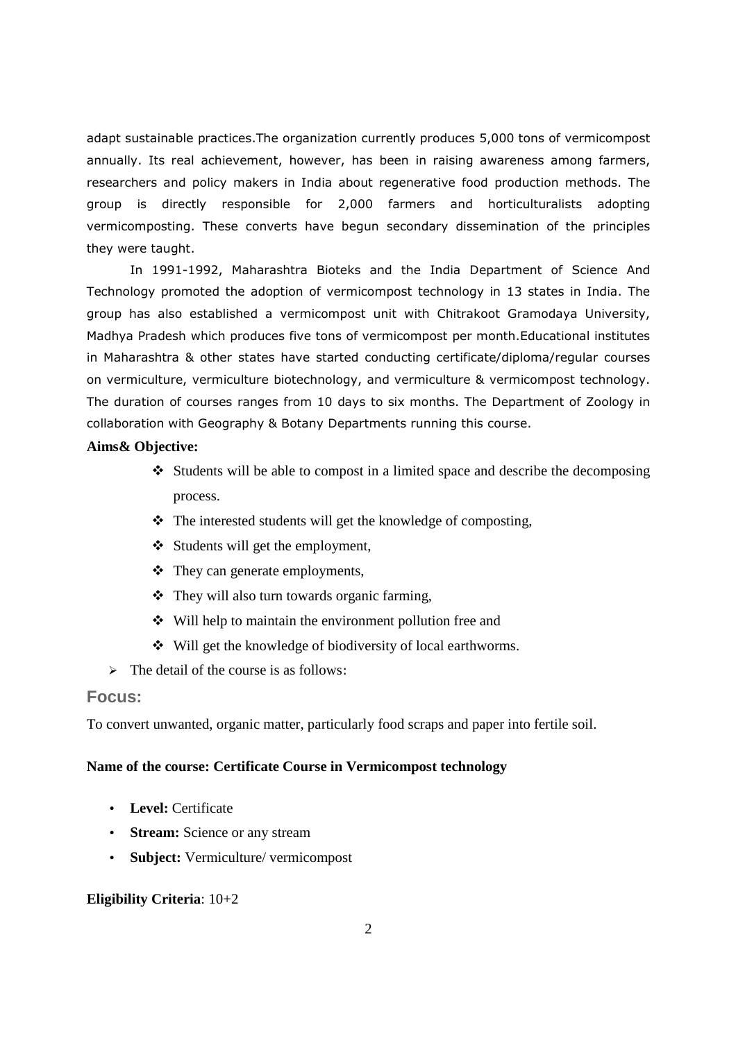adapt sustainable practices.The organization currently produces 5,000 tons of vermicompost annually. Its real achievement, however, has been in raising awareness among farmers, researchers and policy makers in India about regenerative food production methods. The group is directly responsible for 2,000 farmers and horticulturalists adopting vermicomposting. These converts have begun secondary dissemination of the principles they were taught.

In 1991-1992, Maharashtra Bioteks and the India Department of Science And Technology promoted the adoption of vermicompost technology in 13 states in India. The group has also established a vermicompost unit with Chitrakoot Gramodaya University, Madhya Pradesh which produces five tons of vermicompost per month.Educational institutes in Maharashtra & other states have started conducting certificate/diploma/regular courses on vermiculture, vermiculture biotechnology, and vermiculture & vermicompost technology. The duration of courses ranges from 10 days to six months. The Department of Zoology in collaboration with Geography & Botany Departments running this course.

**Aims& Objective:**

- Students will be able to compost in a limited space and describe the decomposing process.
- The interested students will get the knowledge of composting,
- Students will get the employment,
- They can generate employments,
- They will also turn towards organic farming,
- Will help to maintain the environment pollution free and
- Will get the knowledge of biodiversity of local earthworms.

- The detail of the course is as follows:

## Focus:

To convert unwanted, organic matter, particularly food scraps and paper into fertile soil.

**Name of the course: Certificate Course in Vermicompost technology**

- **Level:** Certificate
- **Stream:** Science or any stream
- **Subject:** Vermiculture/ vermicompost

**Eligibility Criteria**: 10+2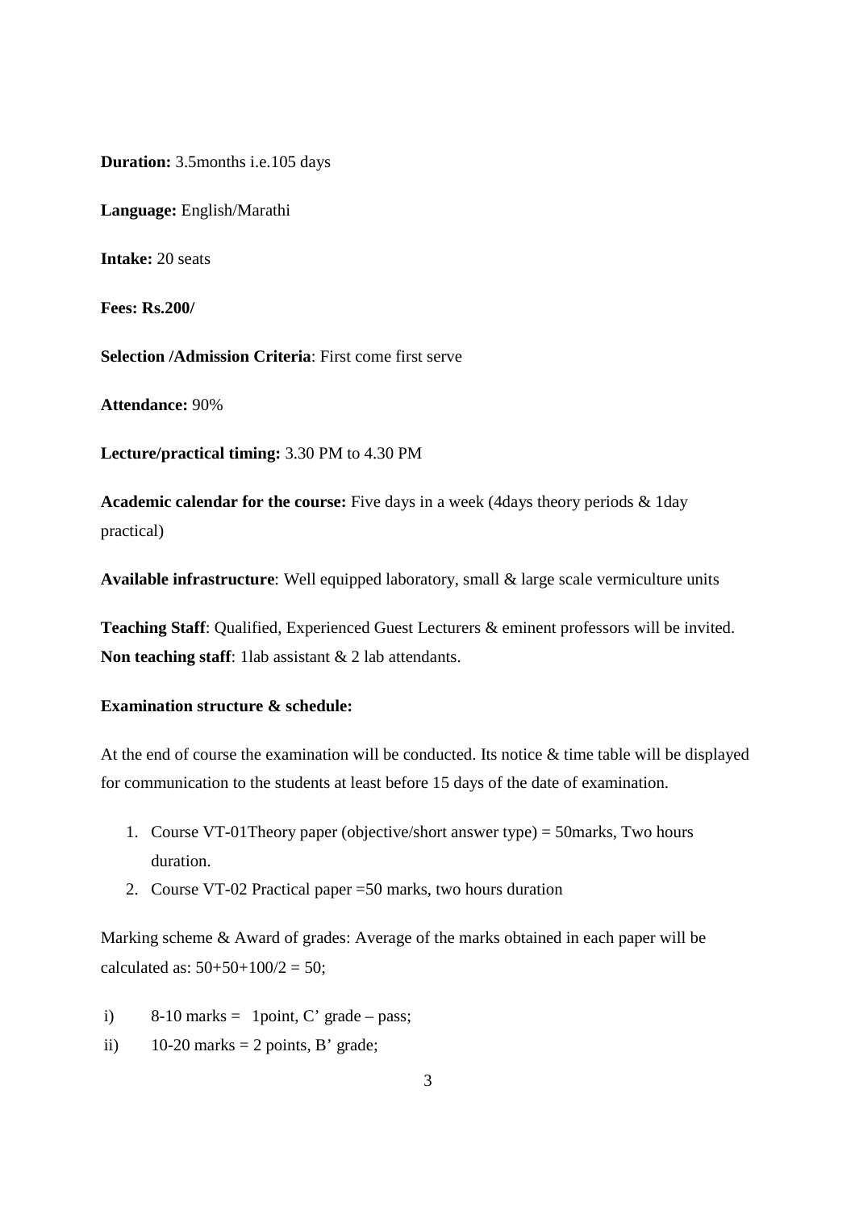**Duration:** 3.5months i.e.105 days

**Language:** English/Marathi

**Intake:** 20 seats

**Fees: Rs.200/**

**Selection /Admission Criteria**: First come first serve

**Attendance:** 90%

**Lecture/practical timing:** 3.30 PM to 4.30 PM

**Academic calendar for the course:** Five days in a week (4days theory periods & 1day practical)

**Available infrastructure**: Well equipped laboratory, small & large scale vermiculture units

**Teaching Staff**: Qualified, Experienced Guest Lecturers & eminent professors will be invited.
**Non teaching staff**: 1lab assistant & 2 lab attendants.

**Examination structure & schedule:**

At the end of course the examination will be conducted. Its notice & time table will be displayed for communication to the students at least before 15 days of the date of examination.

1. Course VT-01Theory paper (objective/short answer type) = 50marks, Two hours duration.
2. Course VT-02 Practical paper =50 marks, two hours duration

Marking scheme & Award of grades: Average of the marks obtained in each paper will be calculated as: 50+50+100/2 = 50;

i) 8-10 marks = 1point, C' grade – pass;

ii) 10-20 marks = 2 points, B' grade;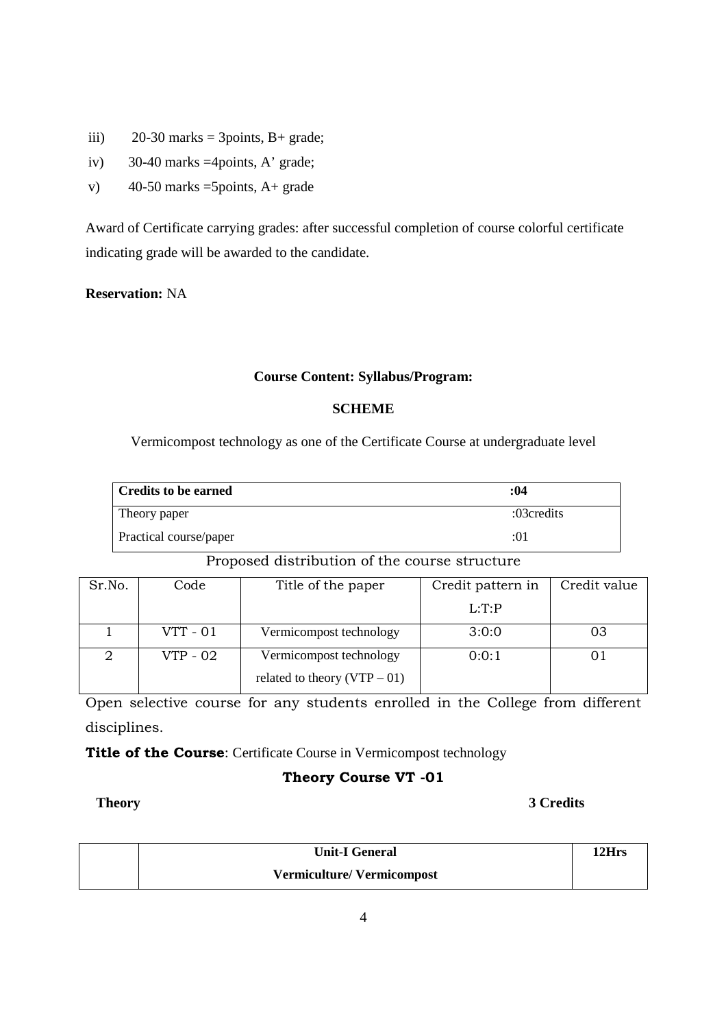iii) 20-30 marks = 3points, B+ grade;

iv) 30-40 marks =4points, A' grade;

v) 40-50 marks =5points, A+ grade

Award of Certificate carrying grades: after successful completion of course colorful certificate indicating grade will be awarded to the candidate.

**Reservation:** NA

**Course Content: Syllabus/Program:**

**SCHEME**

Vermicompost technology as one of the Certificate Course at undergraduate level

| **Credits to be earned** | **:04** |
|---|---|
| Theory paper | :03credits |
| Practical course/paper | :01 |

Proposed distribution of the course structure

| Sr.No. | Code | Title of the paper | Credit pattern in L:T:P | Credit value |
|---|---|---|---|---|
| 1 | VTT - 01 | Vermicompost technology | 3:0:0 | 03 |
| 2 | VTP - 02 | Vermicompost technology related to theory (VTP – 01) | 0:0:1 | 01 |

Open selective course for any students enrolled in the College from different disciplines.

**Title of the Course**: Certificate Course in Vermicompost technology

**Theory Course VT -01**

**Theory** **3 Credits**

| | **Unit-I General Vermiculture/ Vermicompost** | **12Hrs** |
|---|---|---|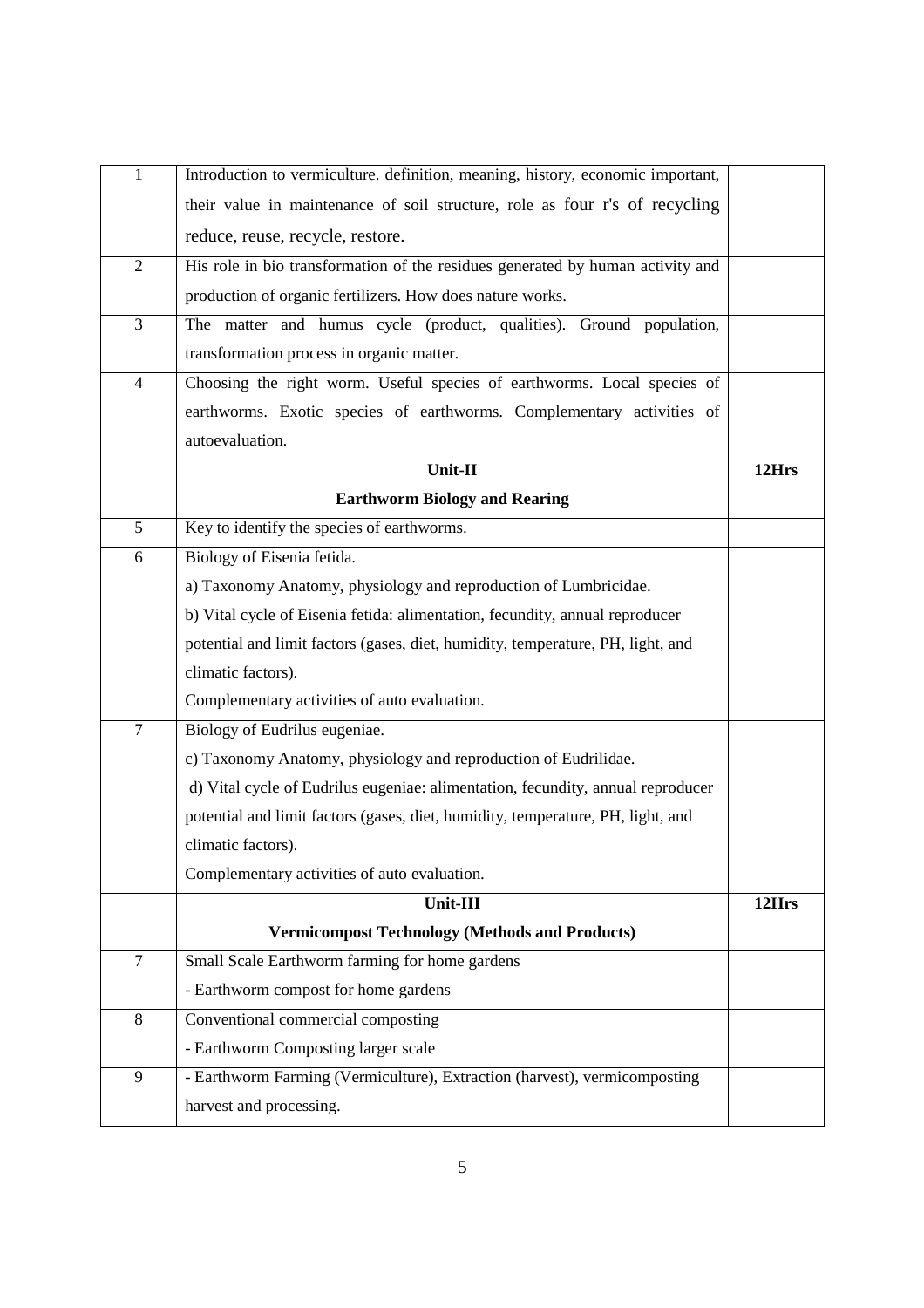| | | |
|---|---|---|
| 1 | Introduction to vermiculture. definition, meaning, history, economic important, their value in maintenance of soil structure, role as four r's of recycling reduce, reuse, recycle, restore. | |
| 2 | His role in bio transformation of the residues generated by human activity and production of organic fertilizers. How does nature works. | |
| 3 | The matter and humus cycle (product, qualities). Ground population, transformation process in organic matter. | |
| 4 | Choosing the right worm. Useful species of earthworms. Local species of earthworms. Exotic species of earthworms. Complementary activities of autoevaluation. | |
| | **Unit-II**<br>**Earthworm Biology and Rearing** | **12Hrs** |
| 5 | Key to identify the species of earthworms. | |
| 6 | Biology of Eisenia fetida.<br>a) Taxonomy Anatomy, physiology and reproduction of Lumbricidae.<br>b) Vital cycle of Eisenia fetida: alimentation, fecundity, annual reproducer potential and limit factors (gases, diet, humidity, temperature, PH, light, and climatic factors).<br>Complementary activities of auto evaluation. | |
| 7 | Biology of Eudrilus eugeniae.<br>c) Taxonomy Anatomy, physiology and reproduction of Eudrilidae.<br>d) Vital cycle of Eudrilus eugeniae: alimentation, fecundity, annual reproducer potential and limit factors (gases, diet, humidity, temperature, PH, light, and climatic factors).<br>Complementary activities of auto evaluation. | |
| | **Unit-III**<br>**Vermicompost Technology (Methods and Products)** | **12Hrs** |
| 7 | Small Scale Earthworm farming for home gardens<br>- Earthworm compost for home gardens | |
| 8 | Conventional commercial composting<br>- Earthworm Composting larger scale | |
| 9 | - Earthworm Farming (Vermiculture), Extraction (harvest), vermicomposting harvest and processing. | |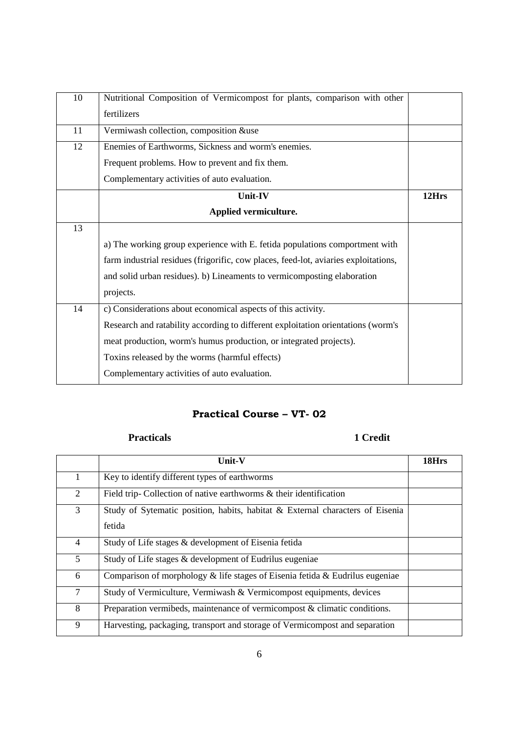| 10 | Nutritional Composition of Vermicompost for plants, comparison with other fertilizers | |
|---|---|---|
| 11 | Vermiwash collection, composition &use | |
| 12 | Enemies of Earthworms, Sickness and worm's enemies.<br>Frequent problems. How to prevent and fix them.<br>Complementary activities of auto evaluation. | |
| | **Unit-IV**<br>**Applied vermiculture.** | **12Hrs** |
| 13 | a) The working group experience with E. fetida populations comportment with farm industrial residues (frigorific, cow places, feed-lot, aviaries exploitations, and solid urban residues). b) Lineaments to vermicomposting elaboration projects. | |
| 14 | c) Considerations about economical aspects of this activity.<br>Research and ratability according to different exploitation orientations (worm's meat production, worm's humus production, or integrated projects).<br>Toxins released by the worms (harmful effects)<br>Complementary activities of auto evaluation. | |

## Practical Course – VT- 02

**Practicals** **1 Credit**

| | Unit-V | 18Hrs |
|---|---|---|
| 1 | Key to identify different types of earthworms | |
| 2 | Field trip- Collection of native earthworms & their identification | |
| 3 | Study of Sytematic position, habits, habitat & External characters of Eisenia fetida | |
| 4 | Study of Life stages & development of Eisenia fetida | |
| 5 | Study of Life stages & development of Eudrilus eugeniae | |
| 6 | Comparison of morphology & life stages of Eisenia fetida & Eudrilus eugeniae | |
| 7 | Study of Vermiculture, Vermiwash & Vermicompost equipments, devices | |
| 8 | Preparation vermibeds, maintenance of vermicompost & climatic conditions. | |
| 9 | Harvesting, packaging, transport and storage of Vermicompost and separation | |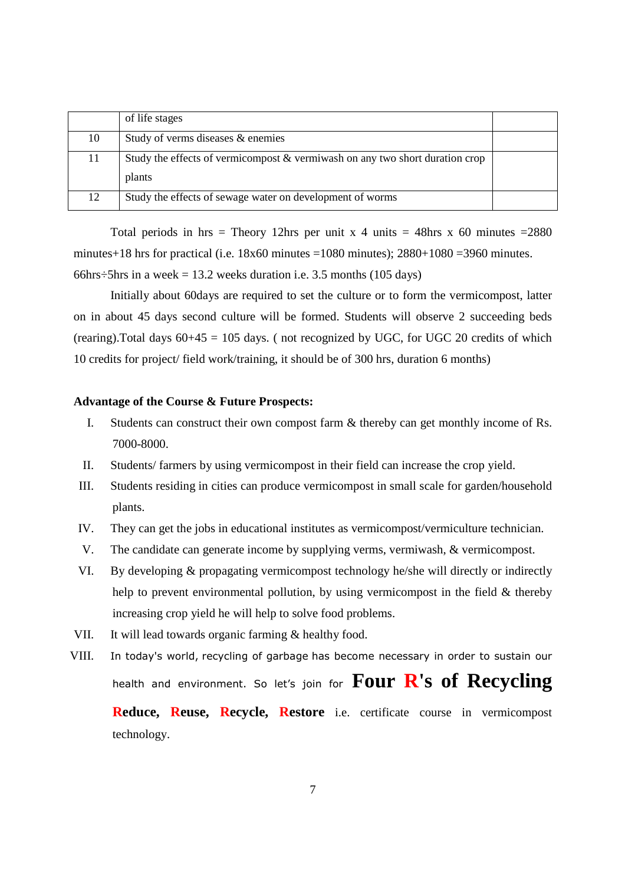| | | |
|---|---|---|
| | of life stages | |
| 10 | Study of verms diseases & enemies | |
| 11 | Study the effects of vermicompost & vermiwash on any two short duration crop plants | |
| 12 | Study the effects of sewage water on development of worms | |

Total periods in hrs = Theory 12hrs per unit x 4 units = 48hrs x 60 minutes =2880 minutes+18 hrs for practical (i.e. 18x60 minutes =1080 minutes); 2880+1080 =3960 minutes. 66hrs÷5hrs in a week = 13.2 weeks duration i.e. 3.5 months (105 days)

Initially about 60days are required to set the culture or to form the vermicompost, latter on in about 45 days second culture will be formed. Students will observe 2 succeeding beds (rearing).Total days 60+45 = 105 days. ( not recognized by UGC, for UGC 20 credits of which 10 credits for project/ field work/training, it should be of 300 hrs, duration 6 months)

**Advantage of the Course & Future Prospects:**

I. Students can construct their own compost farm & thereby can get monthly income of Rs. 7000-8000.

II. Students/ farmers by using vermicompost in their field can increase the crop yield.

III. Students residing in cities can produce vermicompost in small scale for garden/household plants.

IV. They can get the jobs in educational institutes as vermicompost/vermiculture technician.

V. The candidate can generate income by supplying verms, vermiwash, & vermicompost.

VI. By developing & propagating vermicompost technology he/she will directly or indirectly help to prevent environmental pollution, by using vermicompost in the field & thereby increasing crop yield he will help to solve food problems.

VII. It will lead towards organic farming & healthy food.

VIII. In today's world, recycling of garbage has become necessary in order to sustain our health and environment. So let's join for **Four R's of Recycling Reduce, Reuse, Recycle, Restore** i.e. certificate course in vermicompost technology.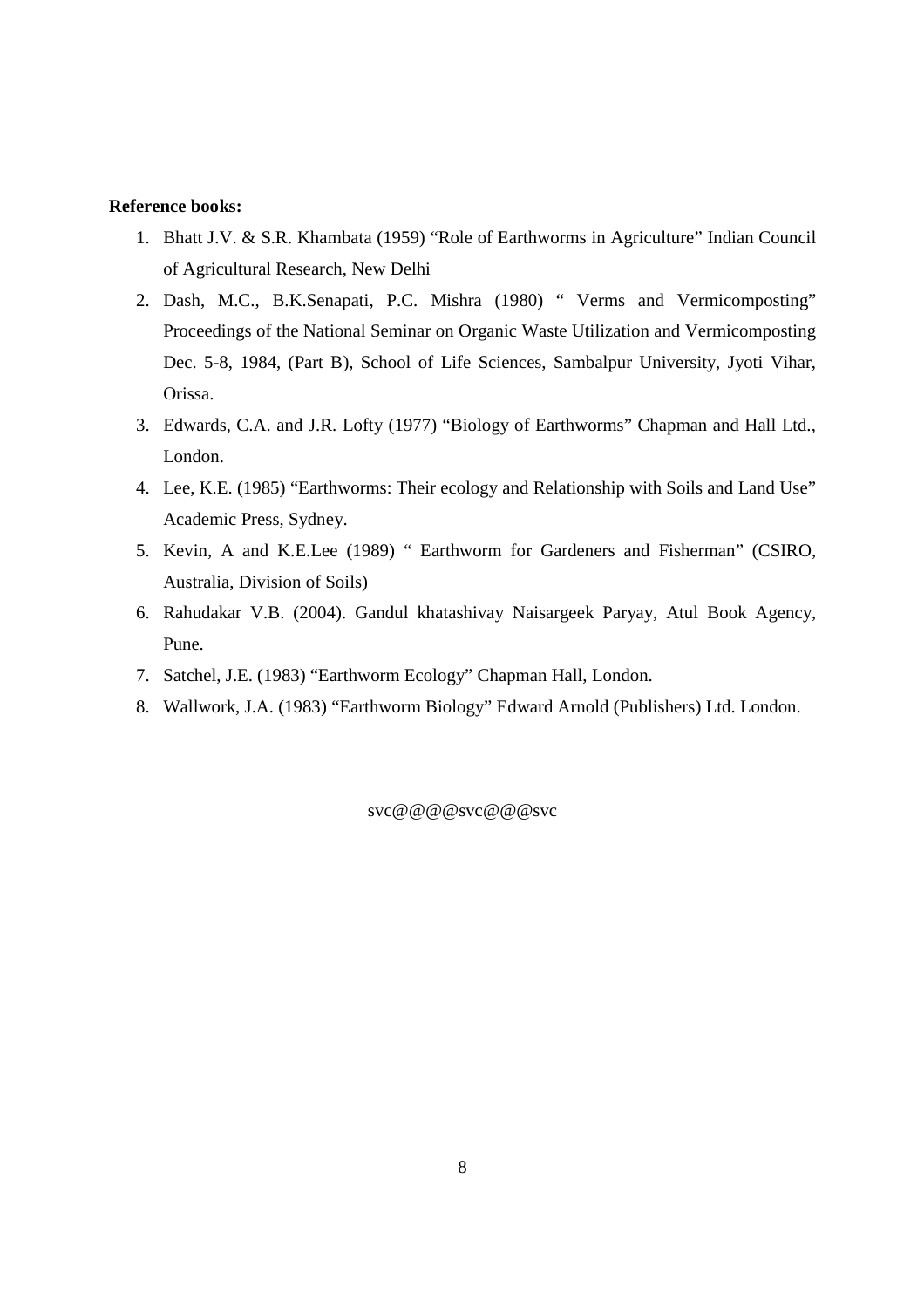**Reference books:**

1. Bhatt J.V. & S.R. Khambata (1959) "Role of Earthworms in Agriculture" Indian Council of Agricultural Research, New Delhi
2. Dash, M.C., B.K.Senapati, P.C. Mishra (1980) " Verms and Vermicomposting" Proceedings of the National Seminar on Organic Waste Utilization and Vermicomposting Dec. 5-8, 1984, (Part B), School of Life Sciences, Sambalpur University, Jyoti Vihar, Orissa.
3. Edwards, C.A. and J.R. Lofty (1977) "Biology of Earthworms" Chapman and Hall Ltd., London.
4. Lee, K.E. (1985) "Earthworms: Their ecology and Relationship with Soils and Land Use" Academic Press, Sydney.
5. Kevin, A and K.E.Lee (1989) " Earthworm for Gardeners and Fisherman" (CSIRO, Australia, Division of Soils)
6. Rahudakar V.B. (2004). Gandul khatashivay Naisargeek Paryay, Atul Book Agency, Pune.
7. Satchel, J.E. (1983) "Earthworm Ecology" Chapman Hall, London.
8. Wallwork, J.A. (1983) "Earthworm Biology" Edward Arnold (Publishers) Ltd. London.

svc@@@@svc@@@svc